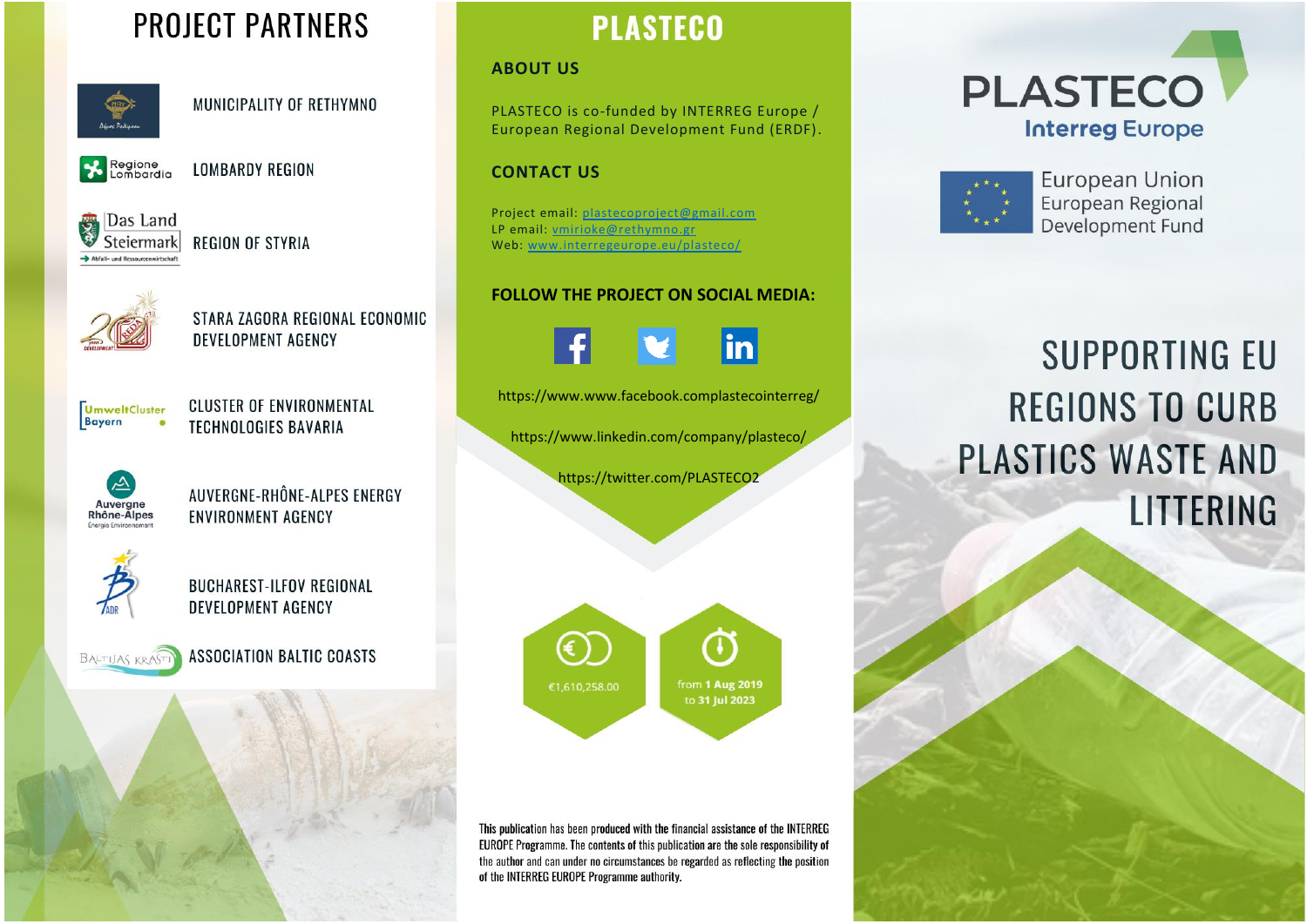# PROJECT PARTNERS

- MUNICIPALITY OF RETHYMNO
- LOMBARDY REGION
- REGION OF STYRIA
- STARA ZAGORA REGIONAL ECONOMIC DEVELOPMENT AGENCY
- CLUSTER OF ENVIRONMENTAL TECHNOLOGIES BAVARIA
- AUVERGNE-RHÔNE-ALPES ENERGY ENVIRONMENT AGENCY
- BUCHAREST-ILFOV REGIONAL DEVELOPMENT AGENCY
- ASSOCIATION BALTIC COASTS

# PLASTECO

## ABOUT US

PLASTECO is co-funded by INTERREG Europe / European Regional Development Fund (ERDF).

## CONTACT US

Project email: plastecoproject@gmail.com
LP email: vmirioke@rethymno.gr
Web: www.interregeurope.eu/plasteco/

## FOLLOW THE PROJECT ON SOCIAL MEDIA:

https://www.www.facebook.complastecointerreg/

https://www.linkedin.com/company/plasteco/

https://twitter.com/PLASTECO2

€1,610,258.00

from **1 Aug 2019** to **31 Jul 2023**

This publication has been produced with the financial assistance of the INTERREG EUROPE Programme. The contents of this publication are the sole responsibility of the author and can under no circumstances be regarded as reflecting the position of the INTERREG EUROPE Programme authority.

PLASTECO
Interreg Europe

European Union
European Regional Development Fund

# SUPPORTING EU REGIONS TO CURB PLASTICS WASTE AND LITTERING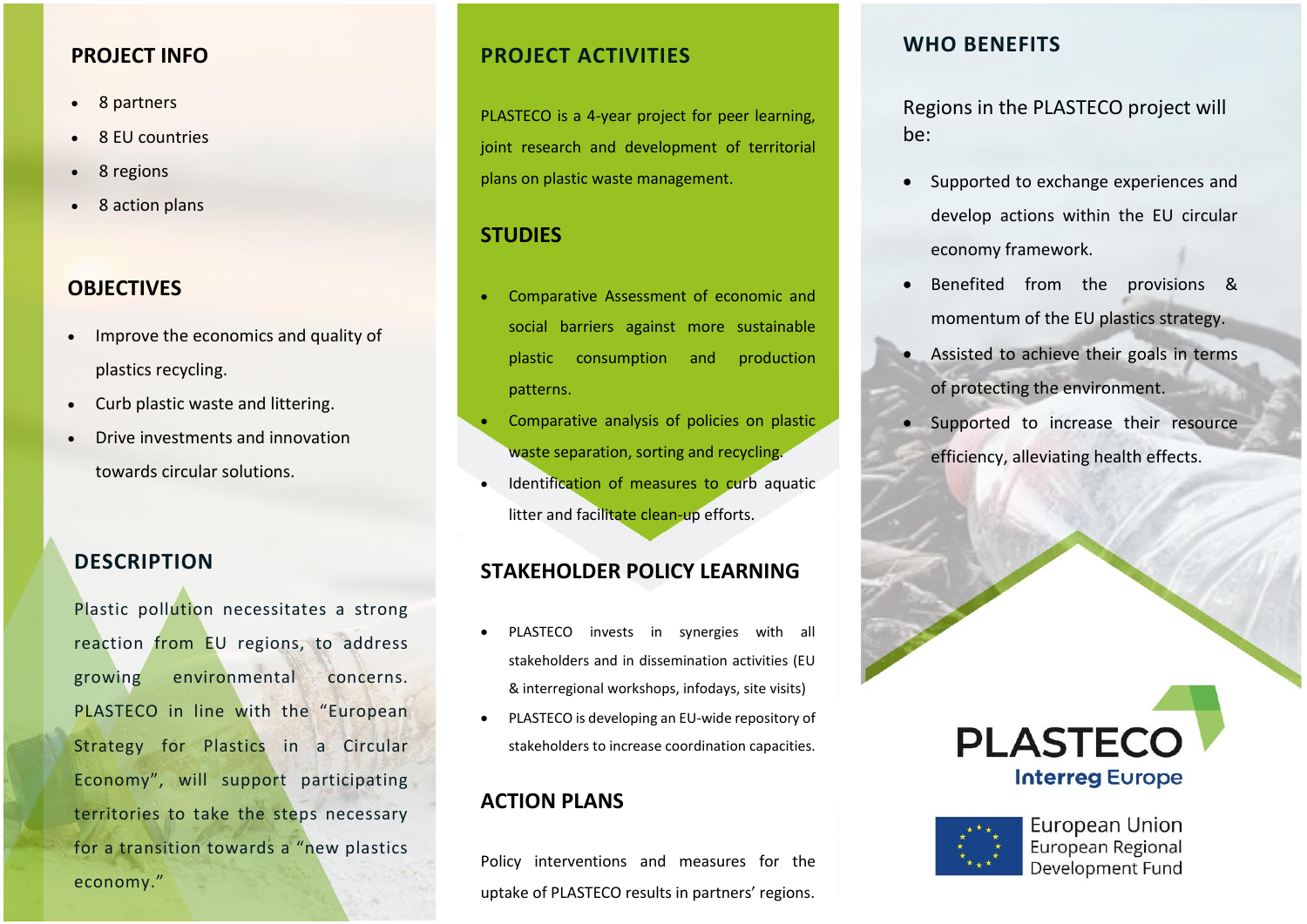## PROJECT INFO

- 8 partners
- 8 EU countries
- 8 regions
- 8 action plans

## OBJECTIVES

- Improve the economics and quality of plastics recycling.
- Curb plastic waste and littering.
- Drive investments and innovation towards circular solutions.

## DESCRIPTION

Plastic pollution necessitates a strong reaction from EU regions, to address growing environmental concerns. PLASTECO in line with the "European Strategy for Plastics in a Circular Economy", will support participating territories to take the steps necessary for a transition towards a "new plastics economy."

## PROJECT ACTIVITIES

PLASTECO is a 4-year project for peer learning, joint research and development of territorial plans on plastic waste management.

## STUDIES

- Comparative Assessment of economic and social barriers against more sustainable plastic consumption and production patterns.
- Comparative analysis of policies on plastic waste separation, sorting and recycling.
- Identification of measures to curb aquatic litter and facilitate clean-up efforts.

## STAKEHOLDER POLICY LEARNING

- PLASTECO invests in synergies with all stakeholders and in dissemination activities (EU & interregional workshops, infodays, site visits)
- PLASTECO is developing an EU-wide repository of stakeholders to increase coordination capacities.

## ACTION PLANS

Policy interventions and measures for the uptake of PLASTECO results in partners' regions.

## WHO BENEFITS

Regions in the PLASTECO project will be:

- Supported to exchange experiences and develop actions within the EU circular economy framework.
- Benefited from the provisions & momentum of the EU plastics strategy.
- Assisted to achieve their goals in terms of protecting the environment.
- Supported to increase their resource efficiency, alleviating health effects.

PLASTECO
Interreg Europe

European Union
European Regional Development Fund